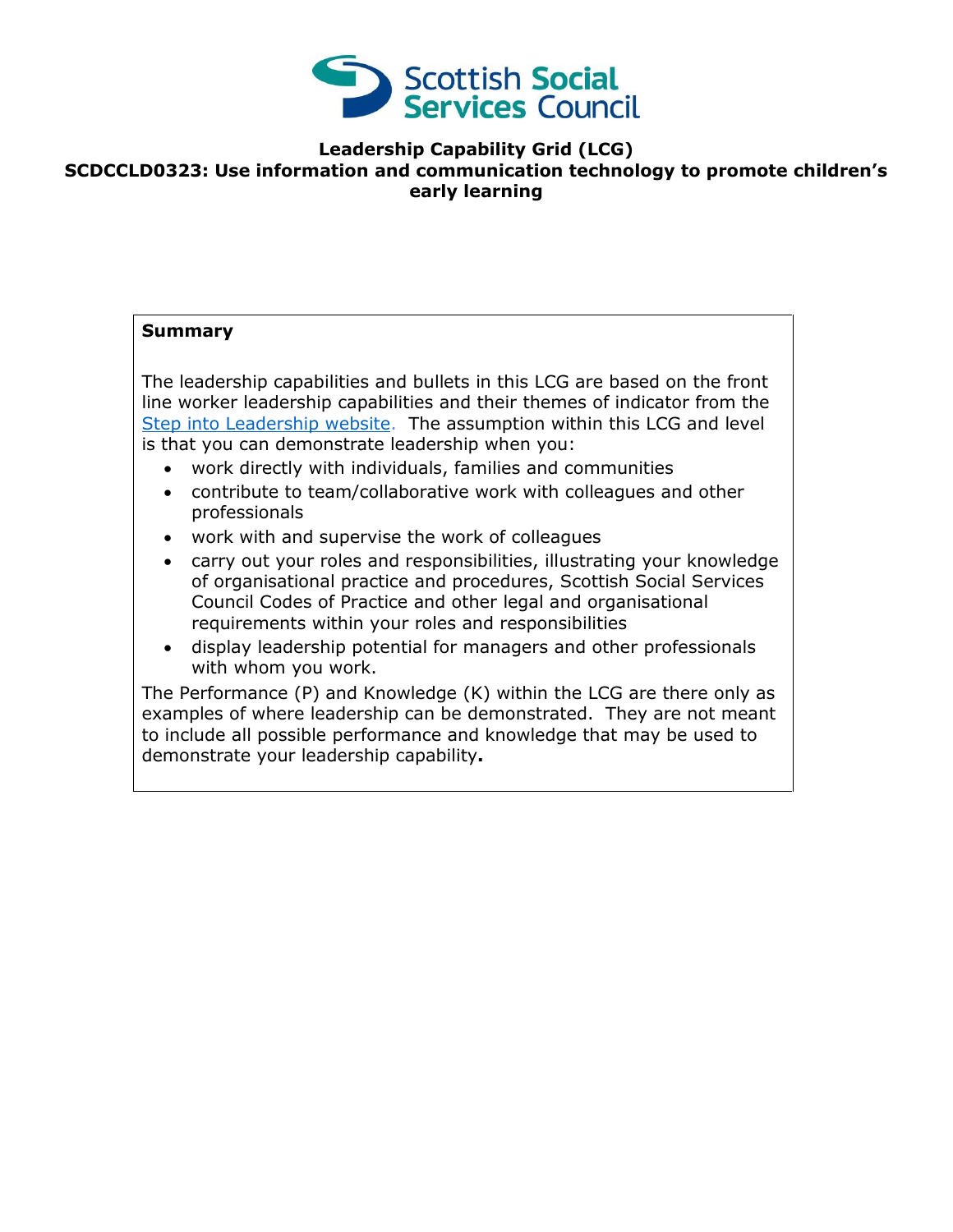**Leadership Capability Grid (LCG)**
**SCDCCLD0323: Use information and communication technology to promote children's early learning**

**Summary**

The leadership capabilities and bullets in this LCG are based on the front line worker leadership capabilities and their themes of indicator from the Step into Leadership website. The assumption within this LCG and level is that you can demonstrate leadership when you:

- work directly with individuals, families and communities
- contribute to team/collaborative work with colleagues and other professionals
- work with and supervise the work of colleagues
- carry out your roles and responsibilities, illustrating your knowledge of organisational practice and procedures, Scottish Social Services Council Codes of Practice and other legal and organisational requirements within your roles and responsibilities
- display leadership potential for managers and other professionals with whom you work.

The Performance (P) and Knowledge (K) within the LCG are there only as examples of where leadership can be demonstrated. They are not meant to include all possible performance and knowledge that may be used to demonstrate your leadership capability**.**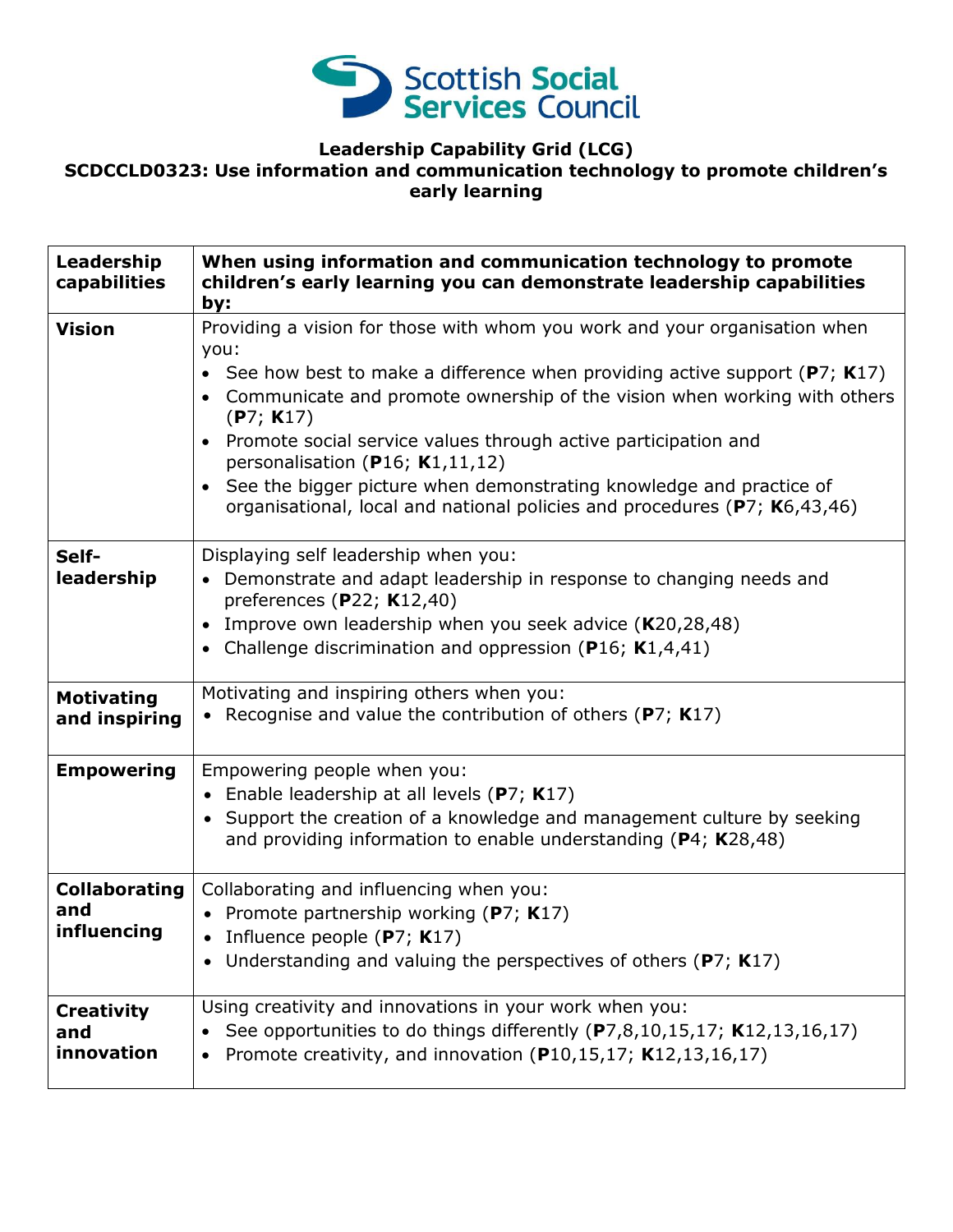**Leadership Capability Grid (LCG)**
**SCDCCLD0323: Use information and communication technology to promote children's early learning**

| Leadership capabilities | When using information and communication technology to promote children's early learning you can demonstrate leadership capabilities by: |
|---|---|
| **Vision** | Providing a vision for those with whom you work and your organisation when you:<br>• See how best to make a difference when providing active support (**P**7; **K**17)<br>• Communicate and promote ownership of the vision when working with others (**P**7; **K**17)<br>• Promote social service values through active participation and personalisation (**P**16; **K**1,11,12)<br>• See the bigger picture when demonstrating knowledge and practice of organisational, local and national policies and procedures (**P**7; **K**6,43,46) |
| **Self-leadership** | Displaying self leadership when you:<br>• Demonstrate and adapt leadership in response to changing needs and preferences (**P**22; **K**12,40)<br>• Improve own leadership when you seek advice (**K**20,28,48)<br>• Challenge discrimination and oppression (**P**16; **K**1,4,41) |
| **Motivating and inspiring** | Motivating and inspiring others when you:<br>• Recognise and value the contribution of others (**P**7; **K**17) |
| **Empowering** | Empowering people when you:<br>• Enable leadership at all levels (**P**7; **K**17)<br>• Support the creation of a knowledge and management culture by seeking and providing information to enable understanding (**P**4; **K**28,48) |
| **Collaborating and influencing** | Collaborating and influencing when you:<br>• Promote partnership working (**P**7; **K**17)<br>• Influence people (**P**7; **K**17)<br>• Understanding and valuing the perspectives of others (**P**7; **K**17) |
| **Creativity and innovation** | Using creativity and innovations in your work when you:<br>• See opportunities to do things differently (**P**7,8,10,15,17; **K**12,13,16,17)<br>• Promote creativity, and innovation (**P**10,15,17; **K**12,13,16,17) |